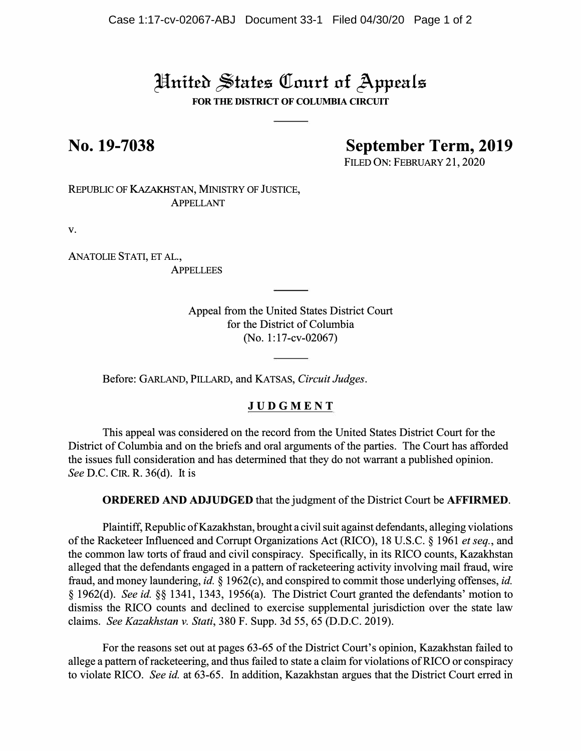# United States Court of Appeals

**FOR THE DISTRICT OF COLUMBIA CIRCUIT**

---

**No. 19-7038** **September Term, 2019**

FILED ON: FEBRUARY 21, 2020

REPUBLIC OF KAZAKHSTAN, MINISTRY OF JUSTICE,
APPELLANT

v.

ANATOLIE STATI, ET AL.,
APPELLEES

---

Appeal from the United States District Court
for the District of Columbia
(No. 1:17-cv-02067)

---

Before: GARLAND, PILLARD, and KATSAS, *Circuit Judges*.

## JUDGMENT

This appeal was considered on the record from the United States District Court for the District of Columbia and on the briefs and oral arguments of the parties. The Court has afforded the issues full consideration and has determined that they do not warrant a published opinion. *See* D.C. CIR. R. 36(d). It is

**ORDERED AND ADJUDGED** that the judgment of the District Court be **AFFIRMED**.

Plaintiff, Republic of Kazakhstan, brought a civil suit against defendants, alleging violations of the Racketeer Influenced and Corrupt Organizations Act (RICO), 18 U.S.C. § 1961 *et seq.*, and the common law torts of fraud and civil conspiracy. Specifically, in its RICO counts, Kazakhstan alleged that the defendants engaged in a pattern of racketeering activity involving mail fraud, wire fraud, and money laundering, *id.* § 1962(c), and conspired to commit those underlying offenses, *id.* § 1962(d). *See id.* §§ 1341, 1343, 1956(a). The District Court granted the defendants' motion to dismiss the RICO counts and declined to exercise supplemental jurisdiction over the state law claims. *See Kazakhstan v. Stati*, 380 F. Supp. 3d 55, 65 (D.D.C. 2019).

For the reasons set out at pages 63-65 of the District Court's opinion, Kazakhstan failed to allege a pattern of racketeering, and thus failed to state a claim for violations of RICO or conspiracy to violate RICO. *See id.* at 63-65. In addition, Kazakhstan argues that the District Court erred in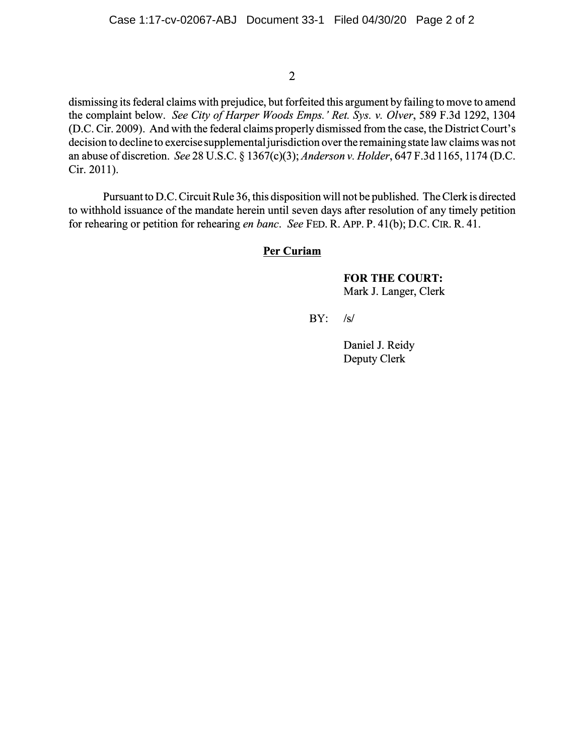dismissing its federal claims with prejudice, but forfeited this argument by failing to move to amend the complaint below. *See City of Harper Woods Emps.' Ret. Sys. v. Olver*, 589 F.3d 1292, 1304 (D.C. Cir. 2009). And with the federal claims properly dismissed from the case, the District Court's decision to decline to exercise supplemental jurisdiction over the remaining state law claims was not an abuse of discretion. *See* 28 U.S.C. § 1367(c)(3); *Anderson v. Holder*, 647 F.3d 1165, 1174 (D.C. Cir. 2011).

Pursuant to D.C. Circuit Rule 36, this disposition will not be published. The Clerk is directed to withhold issuance of the mandate herein until seven days after resolution of any timely petition for rehearing or petition for rehearing *en banc*. *See* FED. R. APP. P. 41(b); D.C. CIR. R. 41.

**Per Curiam**

**FOR THE COURT:**
Mark J. Langer, Clerk

BY: /s/

Daniel J. Reidy
Deputy Clerk